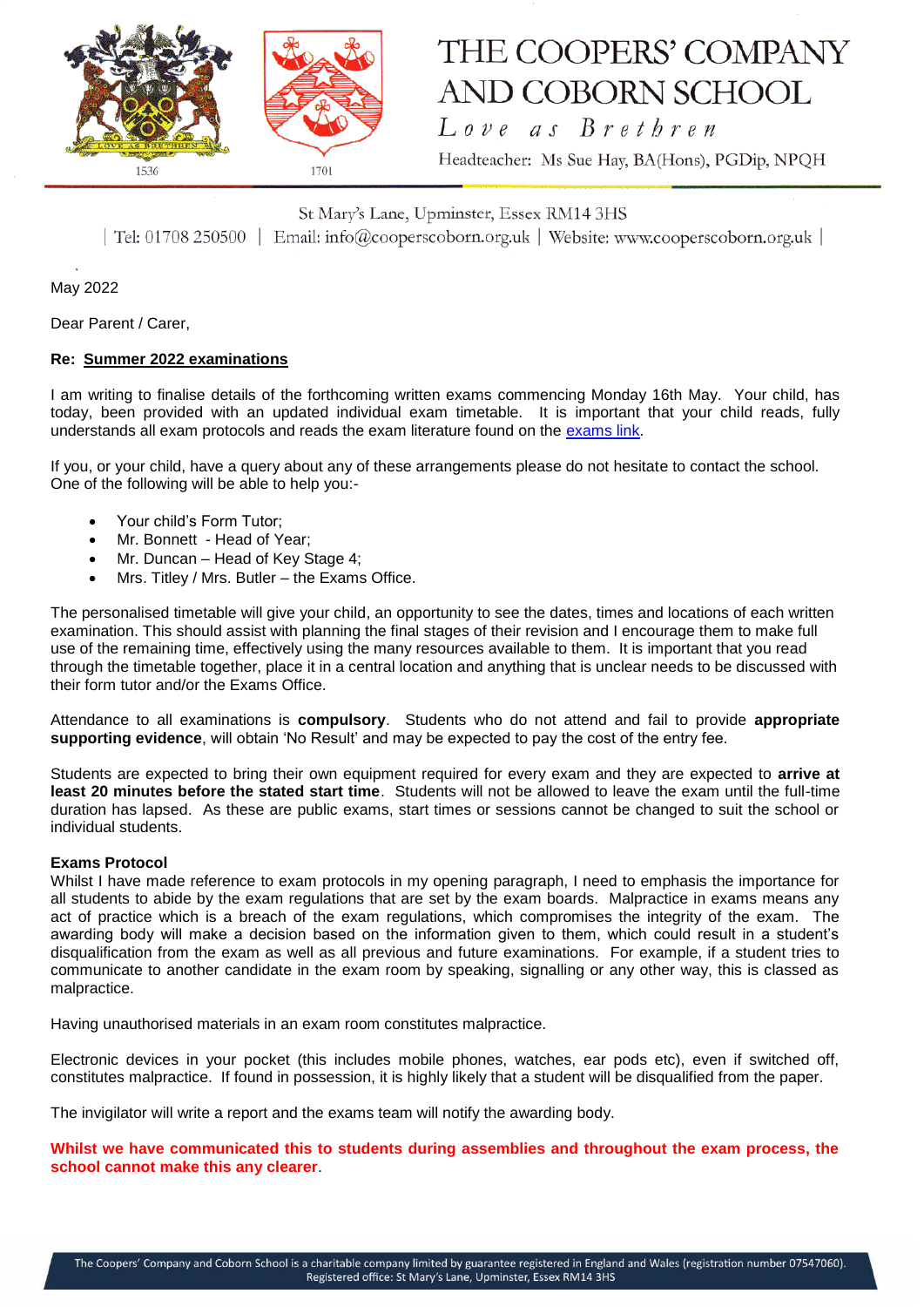# THE COOPERS' COMPANY AND COBORN SCHOOL

*Love as Brethren*

Headteacher: Ms Sue Hay, BA(Hons), PGDip, NPQH

St Mary's Lane, Upminster, Essex RM14 3HS

| Tel: 01708 250500 | Email: info@cooperscoborn.org.uk | Website: www.cooperscoborn.org.uk |

May 2022

Dear Parent / Carer,

**Re: <u>Summer 2022 examinations</u>**

I am writing to finalise details of the forthcoming written exams commencing Monday 16th May. Your child, has today, been provided with an updated individual exam timetable. It is important that your child reads, fully understands all exam protocols and reads the exam literature found on the [exams link](exams link).

If you, or your child, have a query about any of these arrangements please do not hesitate to contact the school. One of the following will be able to help you:-

- Your child's Form Tutor;
- Mr. Bonnett - Head of Year;
- Mr. Duncan – Head of Key Stage 4;
- Mrs. Titley / Mrs. Butler – the Exams Office.

The personalised timetable will give your child, an opportunity to see the dates, times and locations of each written examination. This should assist with planning the final stages of their revision and I encourage them to make full use of the remaining time, effectively using the many resources available to them. It is important that you read through the timetable together, place it in a central location and anything that is unclear needs to be discussed with their form tutor and/or the Exams Office.

Attendance to all examinations is **compulsory**. Students who do not attend and fail to provide **appropriate supporting evidence**, will obtain 'No Result' and may be expected to pay the cost of the entry fee.

Students are expected to bring their own equipment required for every exam and they are expected to **arrive at least 20 minutes before the stated start time**. Students will not be allowed to leave the exam until the full-time duration has lapsed. As these are public exams, start times or sessions cannot be changed to suit the school or individual students.

**Exams Protocol**

Whilst I have made reference to exam protocols in my opening paragraph, I need to emphasis the importance for all students to abide by the exam regulations that are set by the exam boards. Malpractice in exams means any act of practice which is a breach of the exam regulations, which compromises the integrity of the exam. The awarding body will make a decision based on the information given to them, which could result in a student's disqualification from the exam as well as all previous and future examinations. For example, if a student tries to communicate to another candidate in the exam room by speaking, signalling or any other way, this is classed as malpractice.

Having unauthorised materials in an exam room constitutes malpractice.

Electronic devices in your pocket (this includes mobile phones, watches, ear pods etc), even if switched off, constitutes malpractice. If found in possession, it is highly likely that a student will be disqualified from the paper.

The invigilator will write a report and the exams team will notify the awarding body.

**Whilst we have communicated this to students during assemblies and throughout the exam process, the school cannot make this any clearer**.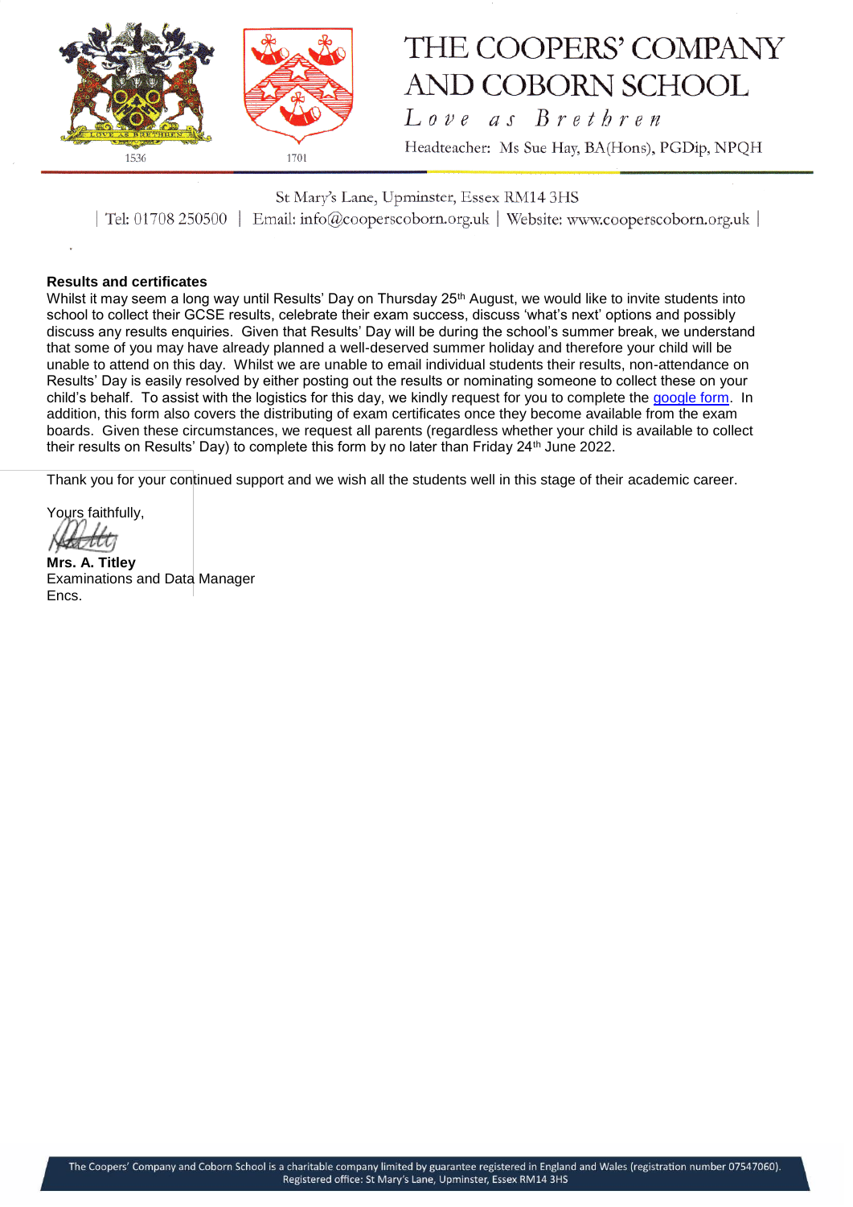# THE COOPERS' COMPANY AND COBORN SCHOOL

*Love as Brethren*

Headteacher: Ms Sue Hay, BA(Hons), PGDip, NPQH

St Mary's Lane, Upminster, Essex RM14 3HS

| Tel: 01708 250500 | Email: info@cooperscoborn.org.uk | Website: www.cooperscoborn.org.uk |

**Results and certificates**

Whilst it may seem a long way until Results' Day on Thursday 25th August, we would like to invite students into school to collect their GCSE results, celebrate their exam success, discuss 'what's next' options and possibly discuss any results enquiries. Given that Results' Day will be during the school's summer break, we understand that some of you may have already planned a well-deserved summer holiday and therefore your child will be unable to attend on this day. Whilst we are unable to email individual students their results, non-attendance on Results' Day is easily resolved by either posting out the results or nominating someone to collect these on your child's behalf. To assist with the logistics for this day, we kindly request for you to complete the google form. In addition, this form also covers the distributing of exam certificates once they become available from the exam boards. Given these circumstances, we request all parents (regardless whether your child is available to collect their results on Results' Day) to complete this form by no later than Friday 24th June 2022.

Thank you for your continued support and we wish all the students well in this stage of their academic career.

Yours faithfully,

**Mrs. A. Titley**
Examinations and Data Manager
Encs.

The Coopers' Company and Coborn School is a charitable company limited by guarantee registered in England and Wales (registration number 07547060). Registered office: St Mary's Lane, Upminster, Essex RM14 3HS